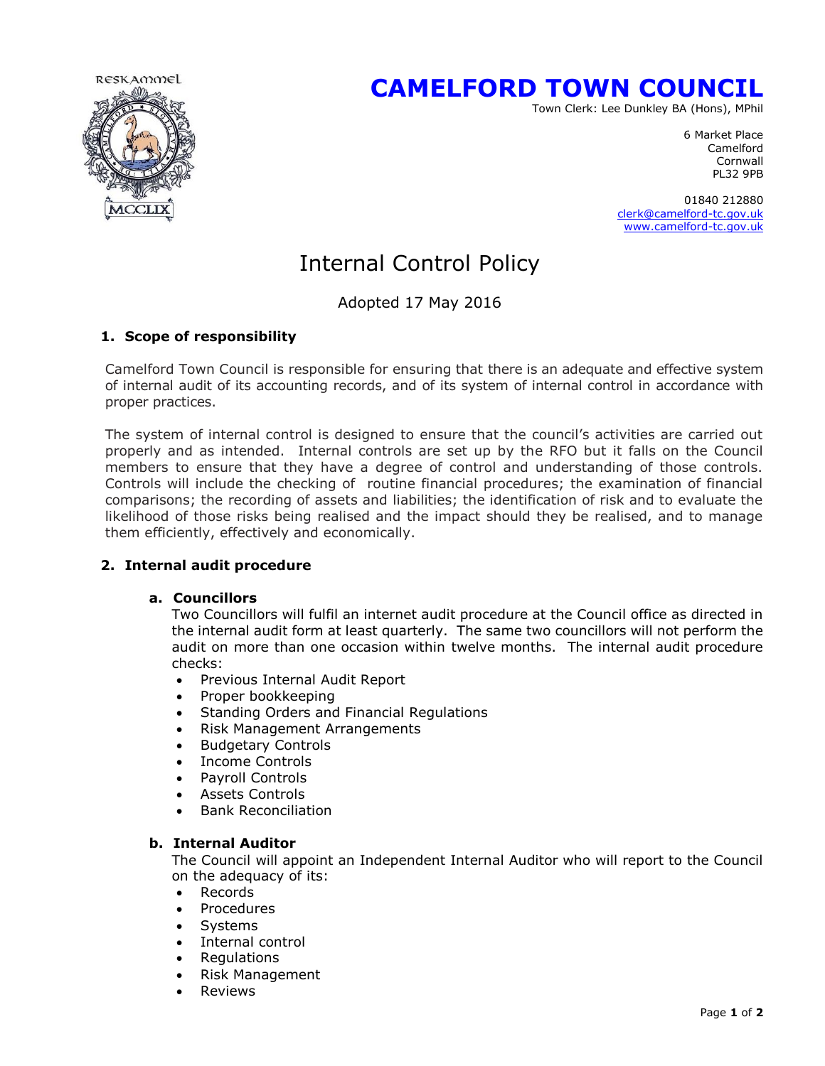RESKAMMEL

MCCLIX

# CAMELFORD TOWN COUNCIL

Town Clerk: Lee Dunkley BA (Hons), MPhil

6 Market Place
Camelford
Cornwall
PL32 9PB

01840 212880
clerk@camelford-tc.gov.uk
www.camelford-tc.gov.uk

## Internal Control Policy

Adopted 17 May 2016

### 1. Scope of responsibility

Camelford Town Council is responsible for ensuring that there is an adequate and effective system of internal audit of its accounting records, and of its system of internal control in accordance with proper practices.

The system of internal control is designed to ensure that the council's activities are carried out properly and as intended. Internal controls are set up by the RFO but it falls on the Council members to ensure that they have a degree of control and understanding of those controls. Controls will include the checking of routine financial procedures; the examination of financial comparisons; the recording of assets and liabilities; the identification of risk and to evaluate the likelihood of those risks being realised and the impact should they be realised, and to manage them efficiently, effectively and economically.

### 2. Internal audit procedure

#### a. Councillors

Two Councillors will fulfil an internet audit procedure at the Council office as directed in the internal audit form at least quarterly. The same two councillors will not perform the audit on more than one occasion within twelve months. The internal audit procedure checks:

- Previous Internal Audit Report
- Proper bookkeeping
- Standing Orders and Financial Regulations
- Risk Management Arrangements
- Budgetary Controls
- Income Controls
- Payroll Controls
- Assets Controls
- Bank Reconciliation

#### b. Internal Auditor

The Council will appoint an Independent Internal Auditor who will report to the Council on the adequacy of its:

- Records
- Procedures
- Systems
- Internal control
- Regulations
- Risk Management
- Reviews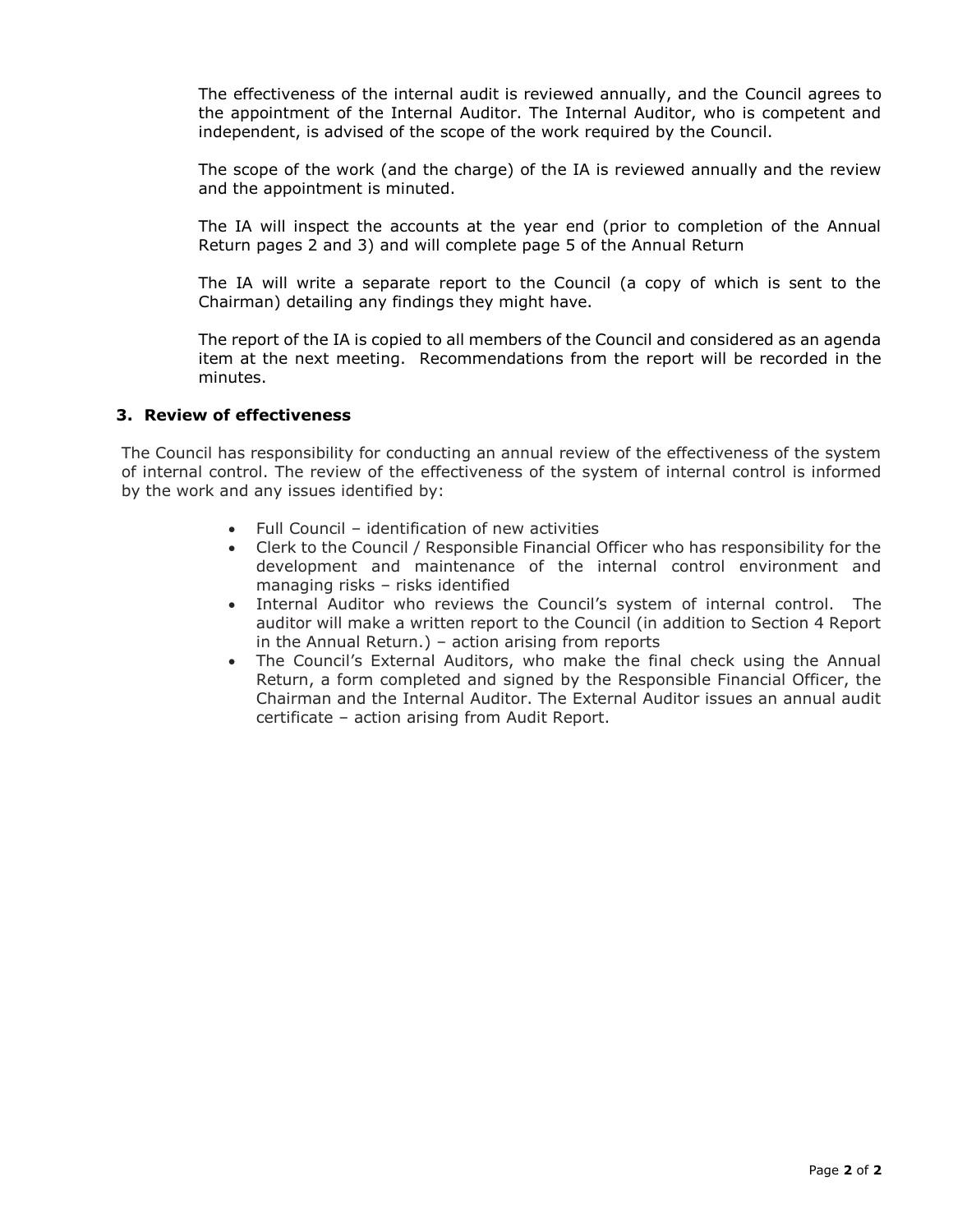The effectiveness of the internal audit is reviewed annually, and the Council agrees to the appointment of the Internal Auditor. The Internal Auditor, who is competent and independent, is advised of the scope of the work required by the Council.

The scope of the work (and the charge) of the IA is reviewed annually and the review and the appointment is minuted.

The IA will inspect the accounts at the year end (prior to completion of the Annual Return pages 2 and 3) and will complete page 5 of the Annual Return

The IA will write a separate report to the Council (a copy of which is sent to the Chairman) detailing any findings they might have.

The report of the IA is copied to all members of the Council and considered as an agenda item at the next meeting. Recommendations from the report will be recorded in the minutes.

## 3. Review of effectiveness

The Council has responsibility for conducting an annual review of the effectiveness of the system of internal control. The review of the effectiveness of the system of internal control is informed by the work and any issues identified by:

- Full Council – identification of new activities
- Clerk to the Council / Responsible Financial Officer who has responsibility for the development and maintenance of the internal control environment and managing risks – risks identified
- Internal Auditor who reviews the Council's system of internal control. The auditor will make a written report to the Council (in addition to Section 4 Report in the Annual Return.) – action arising from reports
- The Council's External Auditors, who make the final check using the Annual Return, a form completed and signed by the Responsible Financial Officer, the Chairman and the Internal Auditor. The External Auditor issues an annual audit certificate – action arising from Audit Report.